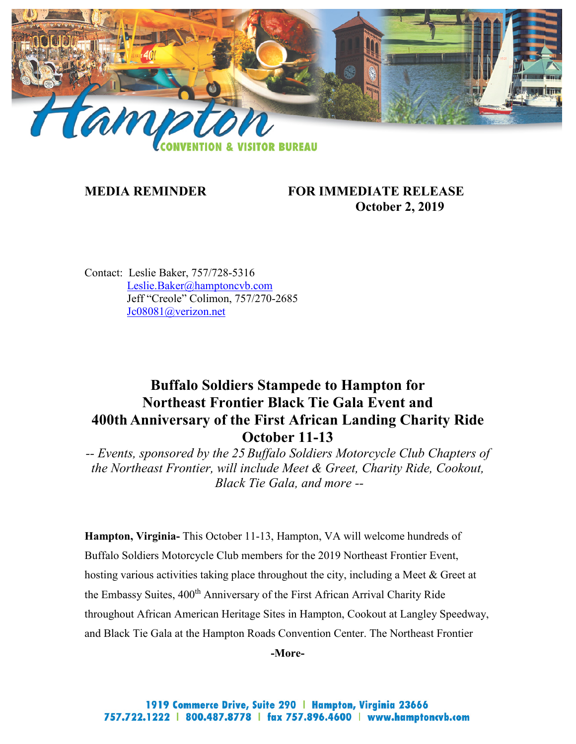**MEDIA REMINDER** **FOR IMMEDIATE RELEASE**
**October 2, 2019**

Contact: Leslie Baker, 757/728-5316
Leslie.Baker@hamptoncvb.com
Jeff "Creole" Colimon, 757/270-2685
Jc08081@verizon.net

# Buffalo Soldiers Stampede to Hampton for Northeast Frontier Black Tie Gala Event and 400th Anniversary of the First African Landing Charity Ride October 11-13

*-- Events, sponsored by the 25 Buffalo Soldiers Motorcycle Club Chapters of the Northeast Frontier, will include Meet & Greet, Charity Ride, Cookout, Black Tie Gala, and more --*

**Hampton, Virginia-** This October 11-13, Hampton, VA will welcome hundreds of Buffalo Soldiers Motorcycle Club members for the 2019 Northeast Frontier Event, hosting various activities taking place throughout the city, including a Meet & Greet at the Embassy Suites, 400th Anniversary of the First African Arrival Charity Ride throughout African American Heritage Sites in Hampton, Cookout at Langley Speedway, and Black Tie Gala at the Hampton Roads Convention Center. The Northeast Frontier

**-More-**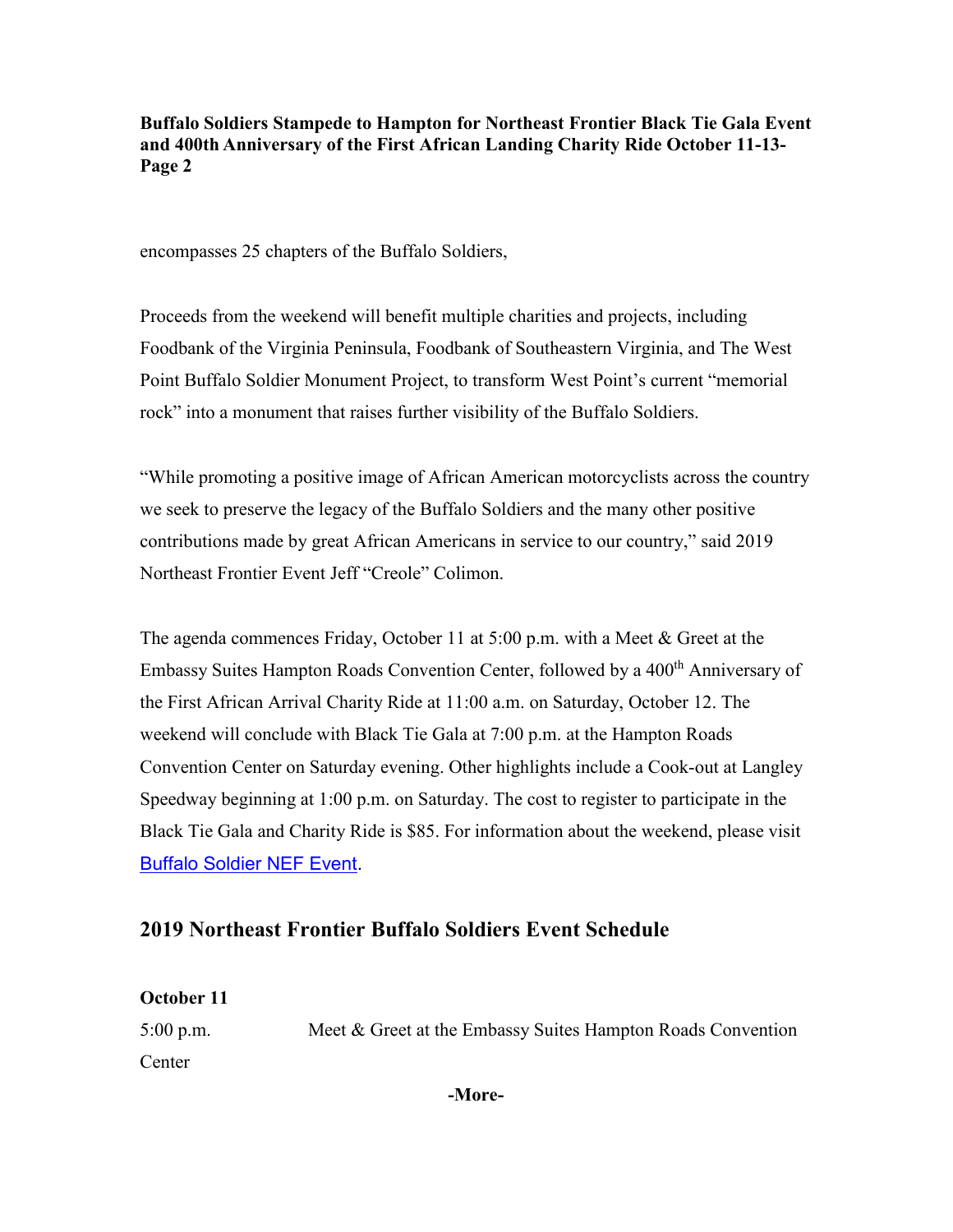encompasses 25 chapters of the Buffalo Soldiers,

Proceeds from the weekend will benefit multiple charities and projects, including Foodbank of the Virginia Peninsula, Foodbank of Southeastern Virginia, and The West Point Buffalo Soldier Monument Project, to transform West Point's current "memorial rock" into a monument that raises further visibility of the Buffalo Soldiers.

"While promoting a positive image of African American motorcyclists across the country we seek to preserve the legacy of the Buffalo Soldiers and the many other positive contributions made by great African Americans in service to our country," said 2019 Northeast Frontier Event Jeff "Creole" Colimon.

The agenda commences Friday, October 11 at 5:00 p.m. with a Meet & Greet at the Embassy Suites Hampton Roads Convention Center, followed by a 400th Anniversary of the First African Arrival Charity Ride at 11:00 a.m. on Saturday, October 12. The weekend will conclude with Black Tie Gala at 7:00 p.m. at the Hampton Roads Convention Center on Saturday evening. Other highlights include a Cook-out at Langley Speedway beginning at 1:00 p.m. on Saturday. The cost to register to participate in the Black Tie Gala and Charity Ride is $85. For information about the weekend, please visit [Buffalo Soldier NEF Event](Buffalo Soldier NEF Event).

## 2019 Northeast Frontier Buffalo Soldiers Event Schedule

**October 11**

5:00 p.m. Meet & Greet at the Embassy Suites Hampton Roads Convention Center

**-More-**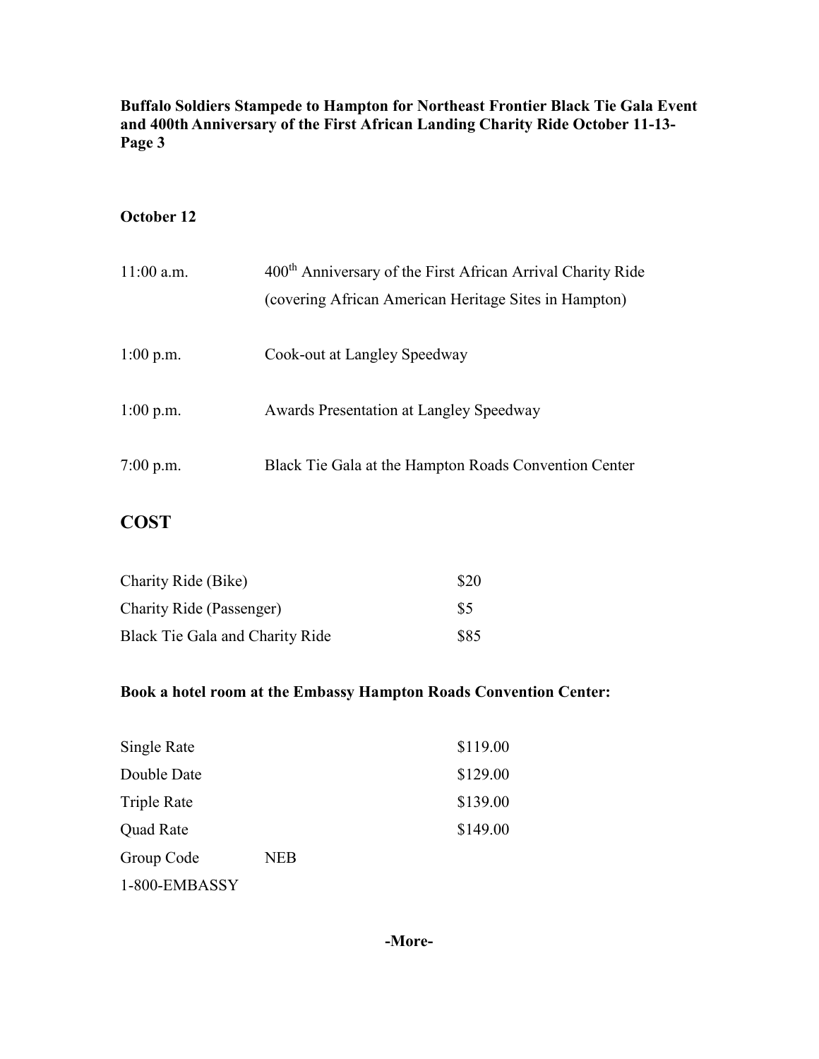**Buffalo Soldiers Stampede to Hampton for Northeast Frontier Black Tie Gala Event and 400th Anniversary of the First African Landing Charity Ride October 11-13- Page 3**

**October 12**

| | |
|---|---|
| 11:00 a.m. | 400th Anniversary of the First African Arrival Charity Ride (covering African American Heritage Sites in Hampton) |
| 1:00 p.m. | Cook-out at Langley Speedway |
| 1:00 p.m. | Awards Presentation at Langley Speedway |
| 7:00 p.m. | Black Tie Gala at the Hampton Roads Convention Center |

## COST

| | |
|---|---|
| Charity Ride (Bike) | \$20 |
| Charity Ride (Passenger) | \$5 |
| Black Tie Gala and Charity Ride | \$85 |

**Book a hotel room at the Embassy Hampton Roads Convention Center:**

| | | |
|---|---|---|
| Single Rate | | \$119.00 |
| Double Date | | \$129.00 |
| Triple Rate | | \$139.00 |
| Quad Rate | | \$149.00 |
| Group Code | NEB | |

1-800-EMBASSY

**-More-**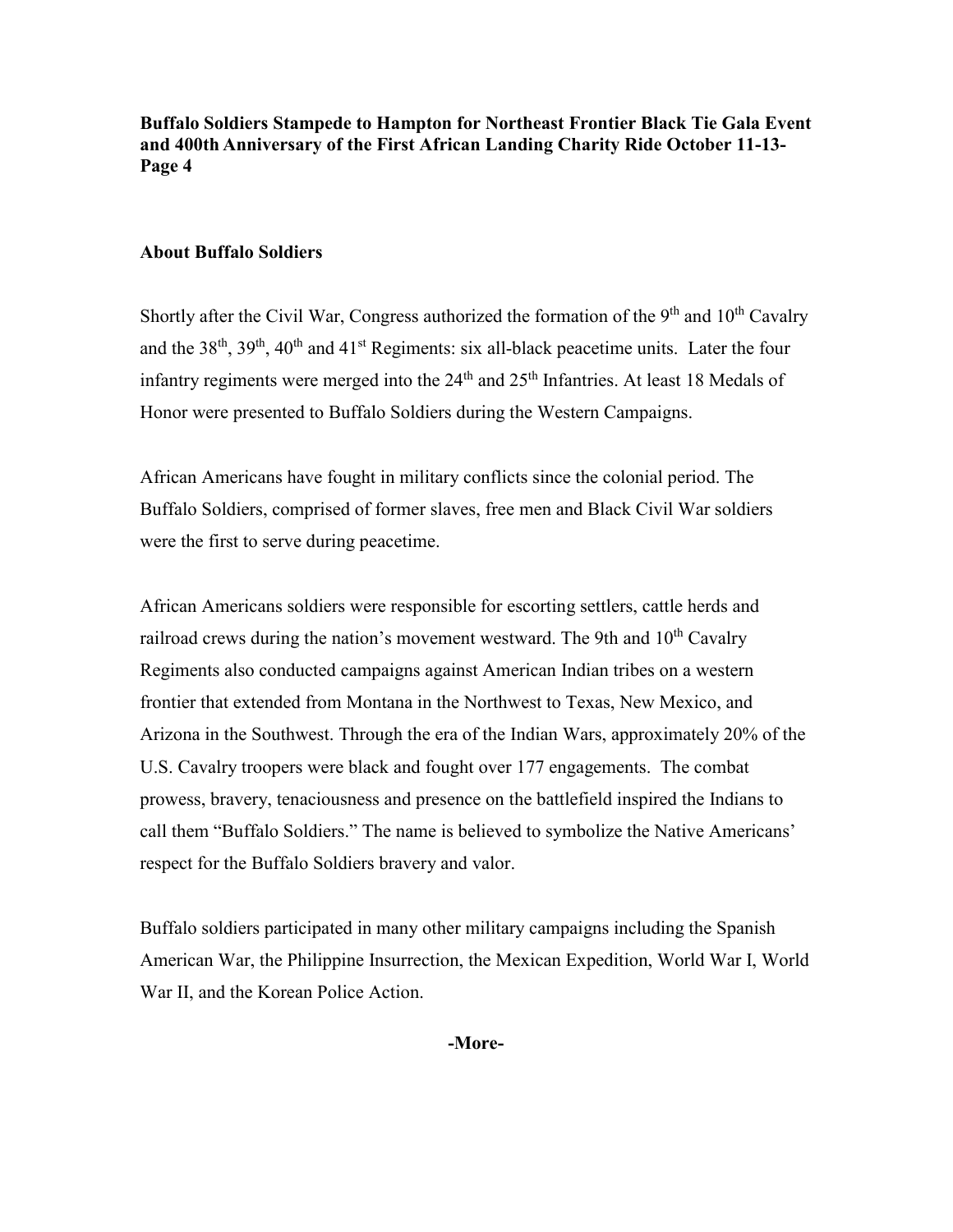**Buffalo Soldiers Stampede to Hampton for Northeast Frontier Black Tie Gala Event and 400th Anniversary of the First African Landing Charity Ride October 11-13- Page 4**

**About Buffalo Soldiers**

Shortly after the Civil War, Congress authorized the formation of the 9th and 10th Cavalry and the 38th, 39th, 40th and 41st Regiments: six all-black peacetime units. Later the four infantry regiments were merged into the 24th and 25th Infantries. At least 18 Medals of Honor were presented to Buffalo Soldiers during the Western Campaigns.

African Americans have fought in military conflicts since the colonial period. The Buffalo Soldiers, comprised of former slaves, free men and Black Civil War soldiers were the first to serve during peacetime.

African Americans soldiers were responsible for escorting settlers, cattle herds and railroad crews during the nation's movement westward. The 9th and 10th Cavalry Regiments also conducted campaigns against American Indian tribes on a western frontier that extended from Montana in the Northwest to Texas, New Mexico, and Arizona in the Southwest. Through the era of the Indian Wars, approximately 20% of the U.S. Cavalry troopers were black and fought over 177 engagements. The combat prowess, bravery, tenaciousness and presence on the battlefield inspired the Indians to call them "Buffalo Soldiers." The name is believed to symbolize the Native Americans' respect for the Buffalo Soldiers bravery and valor.

Buffalo soldiers participated in many other military campaigns including the Spanish American War, the Philippine Insurrection, the Mexican Expedition, World War I, World War II, and the Korean Police Action.

**-More-**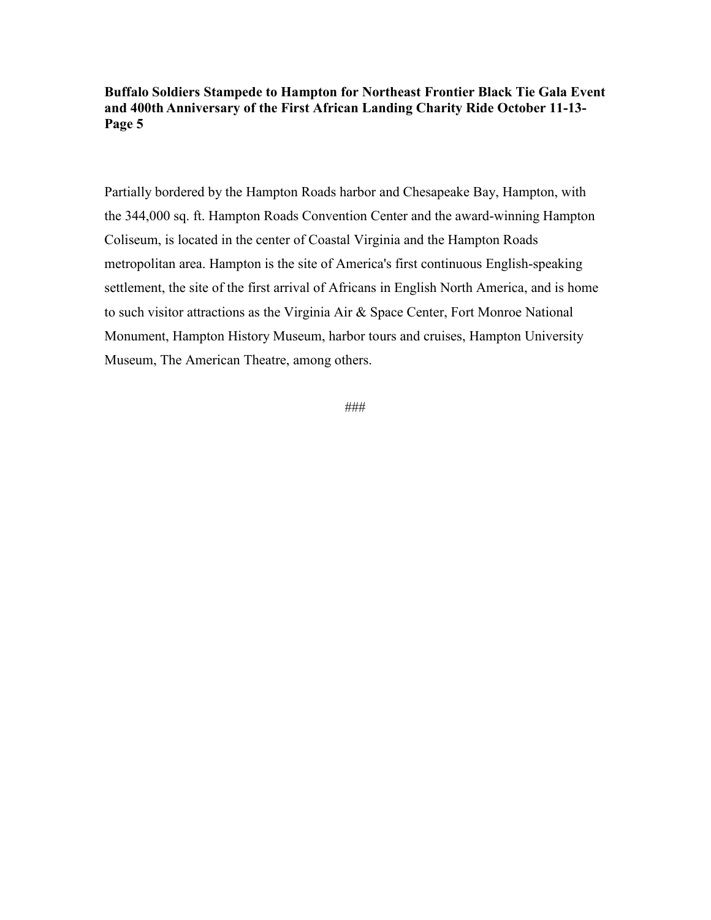Partially bordered by the Hampton Roads harbor and Chesapeake Bay, Hampton, with the 344,000 sq. ft. Hampton Roads Convention Center and the award-winning Hampton Coliseum, is located in the center of Coastal Virginia and the Hampton Roads metropolitan area. Hampton is the site of America's first continuous English-speaking settlement, the site of the first arrival of Africans in English North America, and is home to such visitor attractions as the Virginia Air & Space Center, Fort Monroe National Monument, Hampton History Museum, harbor tours and cruises, Hampton University Museum, The American Theatre, among others.

###